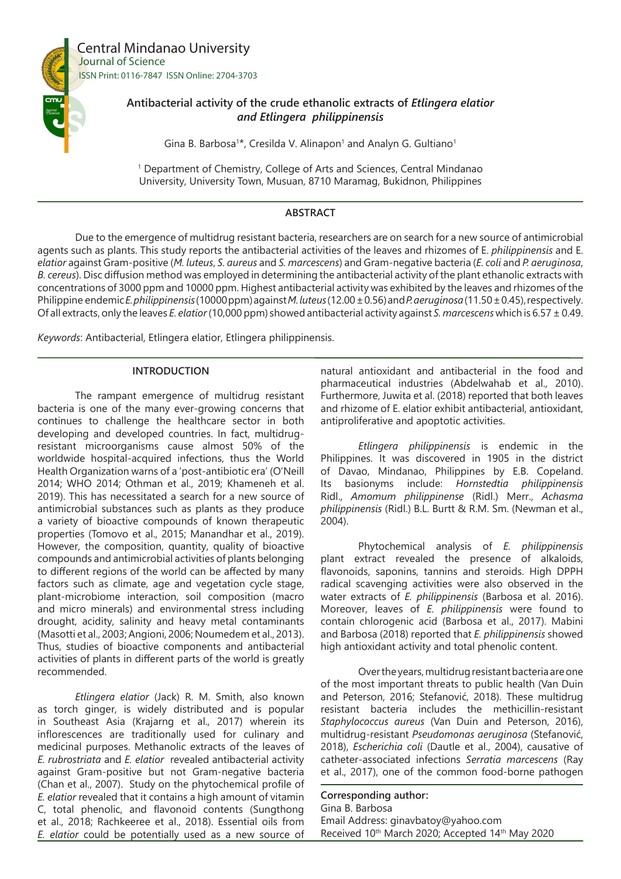Central Mindanao University
Journal of Science
ISSN Print: 0116-7847 ISSN Online: 2704-3703

# Antibacterial activity of the crude ethanolic extracts of *Etlingera elatior* and *Etlingera philippinensis*

Gina B. Barbosa[1]*, Cresilda V. Alinapon[1] and Analyn G. Gultiano[1]

[1] Department of Chemistry, College of Arts and Sciences, Central Mindanao University, University Town, Musuan, 8710 Maramag, Bukidnon, Philippines

## ABSTRACT

Due to the emergence of multidrug resistant bacteria, researchers are on search for a new source of antimicrobial agents such as plants. This study reports the antibacterial activities of the leaves and rhizomes of E. *philippinensis* and E. *elatior* against Gram-positive (*M. luteus*, *S. aureus* and *S. marcescens*) and Gram-negative bacteria (*E. coli* and *P. aeruginosa*, *B. cereus*). Disc diffusion method was employed in determining the antibacterial activity of the plant ethanolic extracts with concentrations of 3000 ppm and 10000 ppm. Highest antibacterial activity was exhibited by the leaves and rhizomes of the Philippine endemic *E. philippinensis* (10000 ppm) against *M. luteus* (12.00 ± 0.56) and *P. aeruginosa* (11.50 ± 0.45), respectively. Of all extracts, only the leaves *E. elatior* (10,000 ppm) showed antibacterial activity against *S. marcescens* which is 6.57 ± 0.49.

*Keywords*: Antibacterial, Etlingera elatior, Etlingera philippinensis.

## INTRODUCTION

The rampant emergence of multidrug resistant bacteria is one of the many ever-growing concerns that continues to challenge the healthcare sector in both developing and developed countries. In fact, multidrug-resistant microorganisms cause almost 50% of the worldwide hospital-acquired infections, thus the World Health Organization warns of a 'post-antibiotic era' (O'Neill 2014; WHO 2014; Othman et al., 2019; Khameneh et al. 2019). This has necessitated a search for a new source of antimicrobial substances such as plants as they produce a variety of bioactive compounds of known therapeutic properties (Tomovo et al., 2015; Manandhar et al., 2019). However, the composition, quantity, quality of bioactive compounds and antimicrobial activities of plants belonging to different regions of the world can be affected by many factors such as climate, age and vegetation cycle stage, plant-microbiome interaction, soil composition (macro and micro minerals) and environmental stress including drought, acidity, salinity and heavy metal contaminants (Masotti et al., 2003; Angioni, 2006; Noumedem et al., 2013). Thus, studies of bioactive components and antibacterial activities of plants in different parts of the world is greatly recommended.

*Etlingera elatior* (Jack) R. M. Smith, also known as torch ginger, is widely distributed and is popular in Southeast Asia (Krajarng et al., 2017) wherein its inflorescences are traditionally used for culinary and medicinal purposes. Methanolic extracts of the leaves of *E. rubrostriata* and *E. elatior* revealed antibacterial activity against Gram-positive but not Gram-negative bacteria (Chan et al., 2007). Study on the phytochemical profile of *E. elatior* revealed that it contains a high amount of vitamin C, total phenolic, and flavonoid contents (Sungthong et al., 2018; Rachkeeree et al., 2018). Essential oils from *E. elatior* could be potentially used as a new source of natural antioxidant and antibacterial in the food and pharmaceutical industries (Abdelwahab et al., 2010). Furthermore, Juwita et al. (2018) reported that both leaves and rhizome of E. elatior exhibit antibacterial, antioxidant, antiproliferative and apoptotic activities.

*Etlingera philippinensis* is endemic in the Philippines. It was discovered in 1905 in the district of Davao, Mindanao, Philippines by E.B. Copeland. Its basionyms include: *Hornstedtia philippinensis* Ridl., *Amomum philippinense* (Ridl.) Merr., *Achasma philippinensis* (Ridl.) B.L. Burtt & R.M. Sm. (Newman et al., 2004).

Phytochemical analysis of *E. philippinensis* plant extract revealed the presence of alkaloids, flavonoids, saponins, tannins and steroids. High DPPH radical scavenging activities were also observed in the water extracts of *E. philippinensis* (Barbosa et al. 2016). Moreover, leaves of *E. philippinensis* were found to contain chlorogenic acid (Barbosa et al., 2017). Mabini and Barbosa (2018) reported that *E. philippinensis* showed high antioxidant activity and total phenolic content.

Over the years, multidrug resistant bacteria are one of the most important threats to public health (Van Duin and Peterson, 2016; Stefanović, 2018). These multidrug resistant bacteria includes the methicillin-resistant *Staphylococcus aureus* (Van Duin and Peterson, 2016), multidrug-resistant *Pseudomonas aeruginosa* (Stefanović, 2018), *Escherichia coli* (Dautle et al., 2004), causative of catheter-associated infections *Serratia marcescens* (Ray et al., 2017), one of the common food-borne pathogen

**Corresponding author:**
Gina B. Barbosa
Email Address: ginavbatoy@yahoo.com
Received 10th March 2020; Accepted 14th May 2020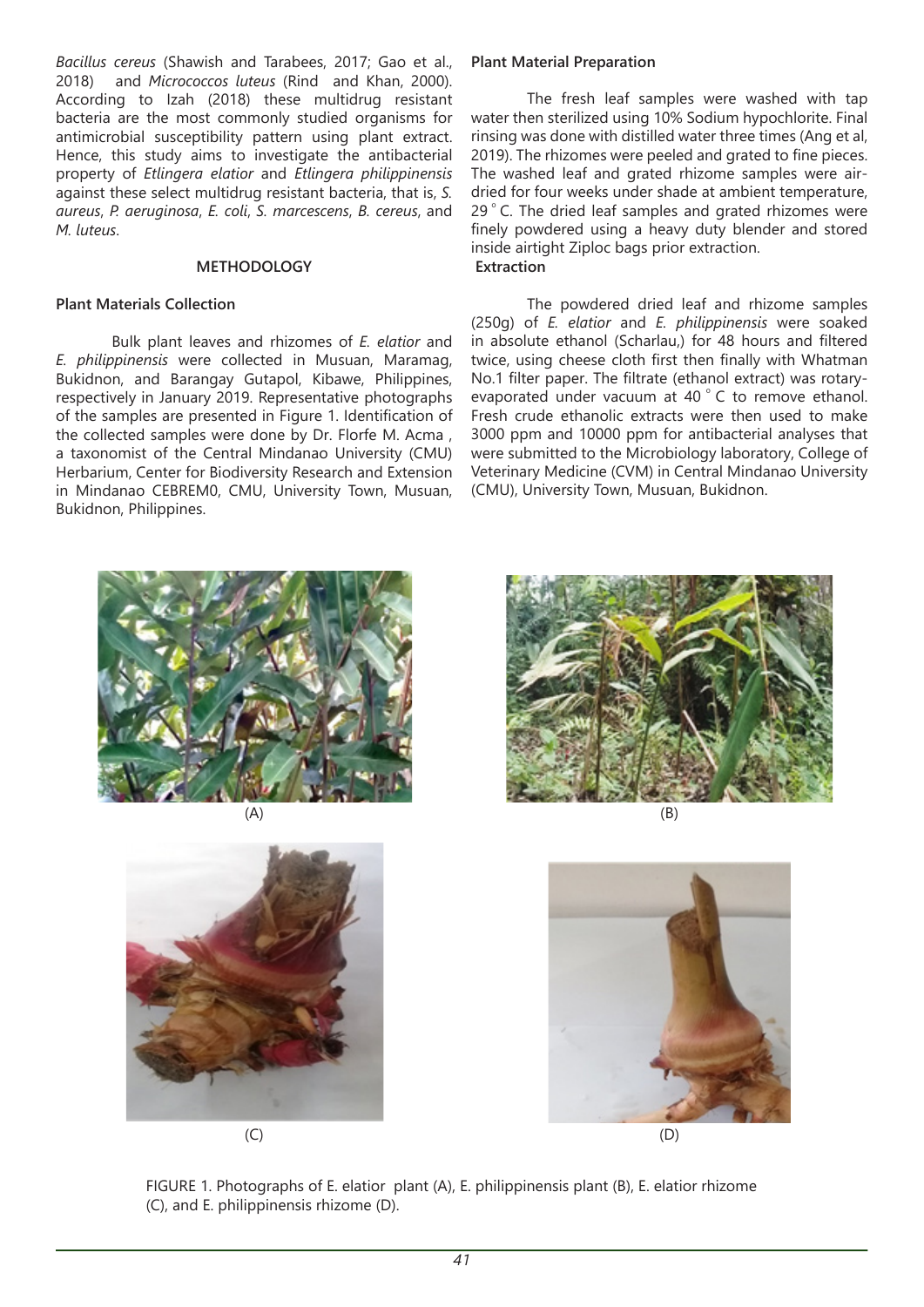*Bacillus cereus* (Shawish and Tarabees, 2017; Gao et al., 2018) and *Micrococcos luteus* (Rind and Khan, 2000). According to Izah (2018) these multidrug resistant bacteria are the most commonly studied organisms for antimicrobial susceptibility pattern using plant extract. Hence, this study aims to investigate the antibacterial property of *Etlingera elatior* and *Etlingera philippinensis* against these select multidrug resistant bacteria, that is, *S. aureus*, *P. aeruginosa*, *E. coli*, *S. marcescens*, *B. cereus*, and *M. luteus*.

## METHODOLOGY

### Plant Materials Collection

Bulk plant leaves and rhizomes of *E. elatior* and *E. philippinensis* were collected in Musuan, Maramag, Bukidnon, and Barangay Gutapol, Kibawe, Philippines, respectively in January 2019. Representative photographs of the samples are presented in Figure 1. Identification of the collected samples were done by Dr. Florfe M. Acma , a taxonomist of the Central Mindanao University (CMU) Herbarium, Center for Biodiversity Research and Extension in Mindanao CEBREM0, CMU, University Town, Musuan, Bukidnon, Philippines.

### Plant Material Preparation

The fresh leaf samples were washed with tap water then sterilized using 10% Sodium hypochlorite. Final rinsing was done with distilled water three times (Ang et al, 2019). The rhizomes were peeled and grated to fine pieces. The washed leaf and grated rhizome samples were air-dried for four weeks under shade at ambient temperature, 29 ° C. The dried leaf samples and grated rhizomes were finely powdered using a heavy duty blender and stored inside airtight Ziploc bags prior extraction.

### Extraction

The powdered dried leaf and rhizome samples (250g) of *E. elatior* and *E. philippinensis* were soaked in absolute ethanol (Scharlau,) for 48 hours and filtered twice, using cheese cloth first then finally with Whatman No.1 filter paper. The filtrate (ethanol extract) was rotary-evaporated under vacuum at 40 ° C to remove ethanol. Fresh crude ethanolic extracts were then used to make 3000 ppm and 10000 ppm for antibacterial analyses that were submitted to the Microbiology laboratory, College of Veterinary Medicine (CVM) in Central Mindanao University (CMU), University Town, Musuan, Bukidnon.

(A) (B) (C) (D)

FIGURE 1. Photographs of E. elatior plant (A), E. philippinensis plant (B), E. elatior rhizome (C), and E. philippinensis rhizome (D).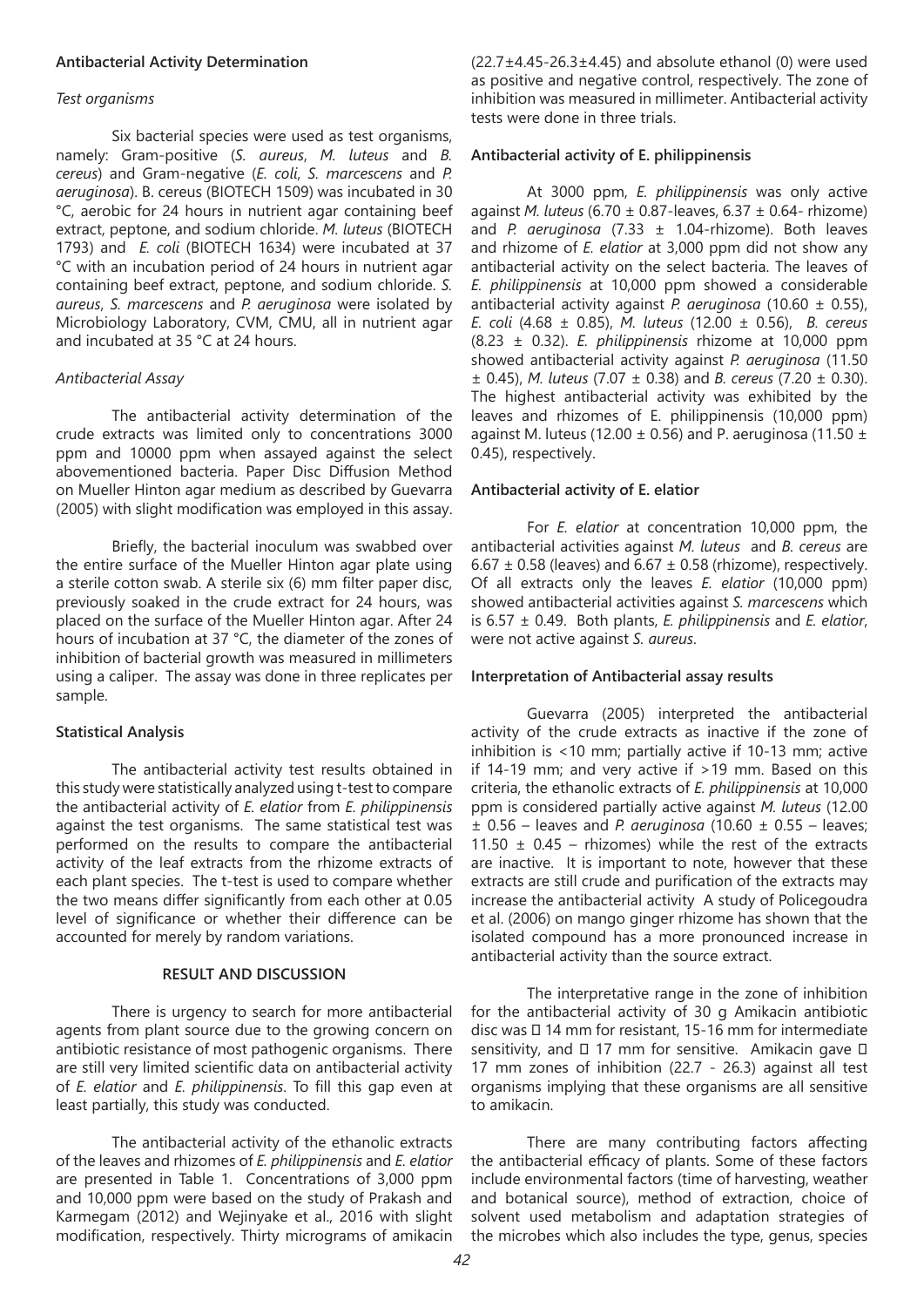### Antibacterial Activity Determination

#### *Test organisms*

Six bacterial species were used as test organisms, namely: Gram-positive (*S. aureus*, *M. luteus* and *B. cereus*) and Gram-negative (*E. coli*, *S. marcescens* and *P. aeruginosa*). B. cereus (BIOTECH 1509) was incubated in 30 °C, aerobic for 24 hours in nutrient agar containing beef extract, peptone, and sodium chloride. *M. luteus* (BIOTECH 1793) and *E. coli* (BIOTECH 1634) were incubated at 37 °C with an incubation period of 24 hours in nutrient agar containing beef extract, peptone, and sodium chloride. *S. aureus*, *S. marcescens* and *P. aeruginosa* were isolated by Microbiology Laboratory, CVM, CMU, all in nutrient agar and incubated at 35 °C at 24 hours.

#### *Antibacterial Assay*

The antibacterial activity determination of the crude extracts was limited only to concentrations 3000 ppm and 10000 ppm when assayed against the select abovementioned bacteria. Paper Disc Diffusion Method on Mueller Hinton agar medium as described by Guevarra (2005) with slight modification was employed in this assay.

Briefly, the bacterial inoculum was swabbed over the entire surface of the Mueller Hinton agar plate using a sterile cotton swab. A sterile six (6) mm filter paper disc, previously soaked in the crude extract for 24 hours, was placed on the surface of the Mueller Hinton agar. After 24 hours of incubation at 37 °C, the diameter of the zones of inhibition of bacterial growth was measured in millimeters using a caliper. The assay was done in three replicates per sample.

### Statistical Analysis

The antibacterial activity test results obtained in this study were statistically analyzed using t-test to compare the antibacterial activity of *E. elatior* from *E. philippinensis* against the test organisms. The same statistical test was performed on the results to compare the antibacterial activity of the leaf extracts from the rhizome extracts of each plant species. The t-test is used to compare whether the two means differ significantly from each other at 0.05 level of significance or whether their difference can be accounted for merely by random variations.

## RESULT AND DISCUSSION

There is urgency to search for more antibacterial agents from plant source due to the growing concern on antibiotic resistance of most pathogenic organisms. There are still very limited scientific data on antibacterial activity of *E. elatior* and *E. philippinensis*. To fill this gap even at least partially, this study was conducted.

The antibacterial activity of the ethanolic extracts of the leaves and rhizomes of *E. philippinensis* and *E. elatior* are presented in Table 1. Concentrations of 3,000 ppm and 10,000 ppm were based on the study of Prakash and Karmegam (2012) and Wejinyake et al., 2016 with slight modification, respectively. Thirty micrograms of amikacin (22.7±4.45-26.3±4.45) and absolute ethanol (0) were used as positive and negative control, respectively. The zone of inhibition was measured in millimeter. Antibacterial activity tests were done in three trials.

### Antibacterial activity of E. philippinensis

At 3000 ppm, *E. philippinensis* was only active against *M. luteus* (6.70 ± 0.87-leaves, 6.37 ± 0.64- rhizome) and *P. aeruginosa* (7.33 ± 1.04-rhizome). Both leaves and rhizome of *E. elatior* at 3,000 ppm did not show any antibacterial activity on the select bacteria. The leaves of *E. philippinensis* at 10,000 ppm showed a considerable antibacterial activity against *P. aeruginosa* (10.60 ± 0.55), *E. coli* (4.68 ± 0.85), *M. luteus* (12.00 ± 0.56), *B. cereus* (8.23 ± 0.32). *E. philippinensis* rhizome at 10,000 ppm showed antibacterial activity against *P. aeruginosa* (11.50 ± 0.45), *M. luteus* (7.07 ± 0.38) and *B. cereus* (7.20 ± 0.30). The highest antibacterial activity was exhibited by the leaves and rhizomes of E. philippinensis (10,000 ppm) against M. luteus (12.00 ± 0.56) and P. aeruginosa (11.50 ± 0.45), respectively.

### Antibacterial activity of E. elatior

For *E. elatior* at concentration 10,000 ppm, the antibacterial activities against *M. luteus* and *B. cereus* are 6.67 ± 0.58 (leaves) and 6.67 ± 0.58 (rhizome), respectively. Of all extracts only the leaves *E. elatior* (10,000 ppm) showed antibacterial activities against *S. marcescens* which is 6.57 ± 0.49. Both plants, *E. philippinensis* and *E. elatior*, were not active against *S. aureus*.

### Interpretation of Antibacterial assay results

Guevarra (2005) interpreted the antibacterial activity of the crude extracts as inactive if the zone of inhibition is <10 mm; partially active if 10-13 mm; active if 14-19 mm; and very active if >19 mm. Based on this criteria, the ethanolic extracts of *E. philippinensis* at 10,000 ppm is considered partially active against *M. luteus* (12.00 ± 0.56 – leaves and *P. aeruginosa* (10.60 ± 0.55 – leaves; 11.50 ± 0.45 – rhizomes) while the rest of the extracts are inactive. It is important to note, however that these extracts are still crude and purification of the extracts may increase the antibacterial activity A study of Policegoudra et al. (2006) on mango ginger rhizome has shown that the isolated compound has a more pronounced increase in antibacterial activity than the source extract.

The interpretative range in the zone of inhibition for the antibacterial activity of 30 g Amikacin antibiotic disc was ≤ 14 mm for resistant, 15-16 mm for intermediate sensitivity, and ≥ 17 mm for sensitive. Amikacin gave ≥ 17 mm zones of inhibition (22.7 - 26.3) against all test organisms implying that these organisms are all sensitive to amikacin.

There are many contributing factors affecting the antibacterial efficacy of plants. Some of these factors include environmental factors (time of harvesting, weather and botanical source), method of extraction, choice of solvent used metabolism and adaptation strategies of the microbes which also includes the type, genus, species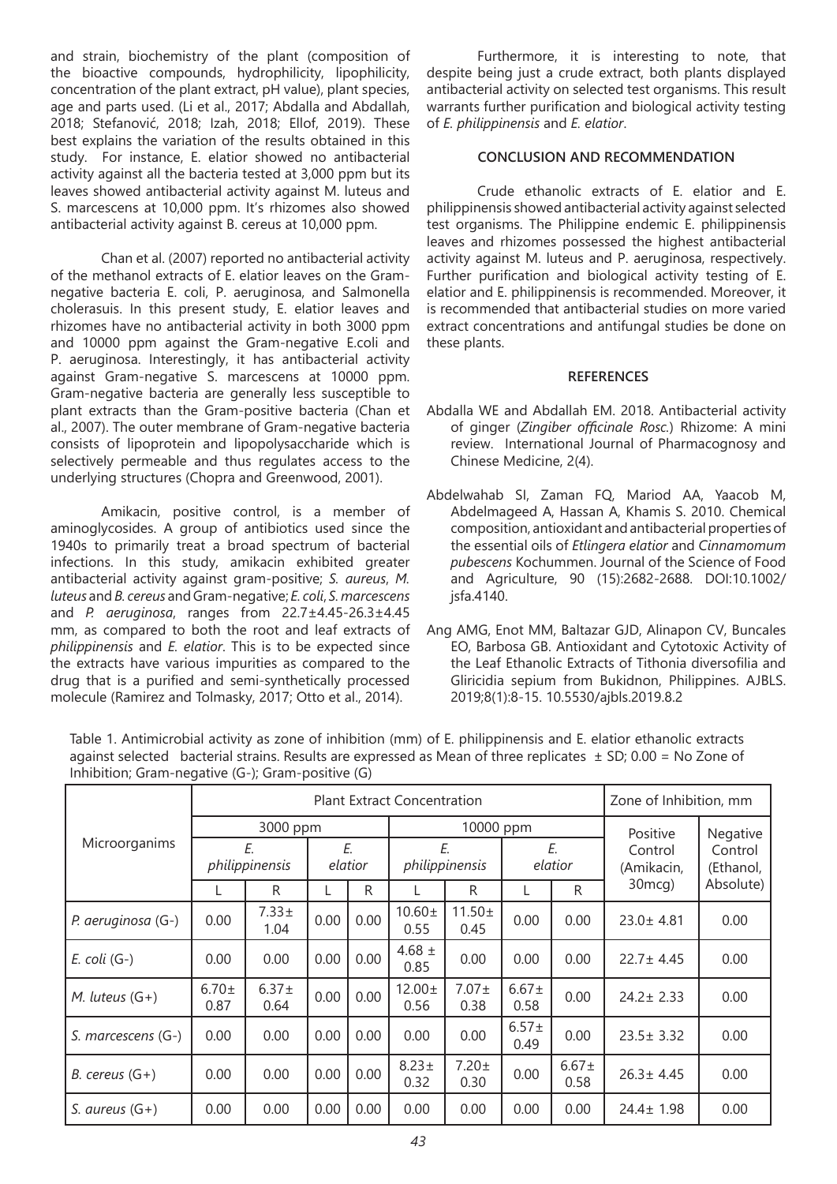and strain, biochemistry of the plant (composition of the bioactive compounds, hydrophilicity, lipophilicity, concentration of the plant extract, pH value), plant species, age and parts used. (Li et al., 2017; Abdalla and Abdallah, 2018; Stefanović, 2018; Izah, 2018; Ellof, 2019). These best explains the variation of the results obtained in this study. For instance, E. elatior showed no antibacterial activity against all the bacteria tested at 3,000 ppm but its leaves showed antibacterial activity against M. luteus and S. marcescens at 10,000 ppm. It's rhizomes also showed antibacterial activity against B. cereus at 10,000 ppm.

Chan et al. (2007) reported no antibacterial activity of the methanol extracts of E. elatior leaves on the Gram-negative bacteria E. coli, P. aeruginosa, and Salmonella cholerasuis. In this present study, E. elatior leaves and rhizomes have no antibacterial activity in both 3000 ppm and 10000 ppm against the Gram-negative E.coli and P. aeruginosa. Interestingly, it has antibacterial activity against Gram-negative S. marcescens at 10000 ppm. Gram-negative bacteria are generally less susceptible to plant extracts than the Gram-positive bacteria (Chan et al., 2007). The outer membrane of Gram-negative bacteria consists of lipoprotein and lipopolysaccharide which is selectively permeable and thus regulates access to the underlying structures (Chopra and Greenwood, 2001).

Amikacin, positive control, is a member of aminoglycosides. A group of antibiotics used since the 1940s to primarily treat a broad spectrum of bacterial infections. In this study, amikacin exhibited greater antibacterial activity against gram-positive; *S. aureus*, *M. luteus* and *B. cereus* and Gram-negative; *E. coli*, *S. marcescens* and *P. aeruginosa*, ranges from 22.7±4.45-26.3±4.45 mm, as compared to both the root and leaf extracts of *philippinensis* and *E. elatior*. This is to be expected since the extracts have various impurities as compared to the drug that is a purified and semi-synthetically processed molecule (Ramirez and Tolmasky, 2017; Otto et al., 2014).

Furthermore, it is interesting to note, that despite being just a crude extract, both plants displayed antibacterial activity on selected test organisms. This result warrants further purification and biological activity testing of *E. philippinensis* and *E. elatior*.

## CONCLUSION AND RECOMMENDATION

Crude ethanolic extracts of E. elatior and E. philippinensis showed antibacterial activity against selected test organisms. The Philippine endemic E. philippinensis leaves and rhizomes possessed the highest antibacterial activity against M. luteus and P. aeruginosa, respectively. Further purification and biological activity testing of E. elatior and E. philippinensis is recommended. Moreover, it is recommended that antibacterial studies on more varied extract concentrations and antifungal studies be done on these plants.

## REFERENCES

Abdalla WE and Abdallah EM. 2018. Antibacterial activity of ginger (*Zingiber officinale Rosc.*) Rhizome: A mini review. International Journal of Pharmacognosy and Chinese Medicine, 2(4).

Abdelwahab SI, Zaman FQ, Mariod AA, Yaacob M, Abdelmageed A, Hassan A, Khamis S. 2010. Chemical composition, antioxidant and antibacterial properties of the essential oils of *Etlingera elatior* and *Cinnamomum pubescens* Kochummen. Journal of the Science of Food and Agriculture, 90 (15):2682-2688. DOI:10.1002/jsfa.4140.

Ang AMG, Enot MM, Baltazar GJD, Alinapon CV, Buncales EO, Barbosa GB. Antioxidant and Cytotoxic Activity of the Leaf Ethanolic Extracts of Tithonia diversofilia and Gliricidia sepium from Bukidnon, Philippines. AJBLS. 2019;8(1):8-15. 10.5530/ajbls.2019.8.2

Table 1. Antimicrobial activity as zone of inhibition (mm) of E. philippinensis and E. elatior ethanolic extracts against selected bacterial strains. Results are expressed as Mean of three replicates ± SD; 0.00 = No Zone of Inhibition; Gram-negative (G-); Gram-positive (G)

| Microorganims | Plant Extract Concentration | | | | | | | | Zone of Inhibition, mm | |
|---|---|---|---|---|---|---|---|---|---|---|
| | 3000 ppm | | | | 10000 ppm | | | | Positive Control (Amikacin, 30mcg) | Negative Control (Ethanol, Absolute) |
| | *E. philippinensis* | | *E. elatior* | | *E. philippinensis* | | *E. elatior* | | | |
| | L | R | L | R | L | R | L | R | | |
| *P. aeruginosa* (G-) | 0.00 | 7.33± 1.04 | 0.00 | 0.00 | 10.60± 0.55 | 11.50± 0.45 | 0.00 | 0.00 | 23.0± 4.81 | 0.00 |
| *E. coli* (G-) | 0.00 | 0.00 | 0.00 | 0.00 | 4.68 ± 0.85 | 0.00 | 0.00 | 0.00 | 22.7± 4.45 | 0.00 |
| *M. luteus* (G+) | 6.70± 0.87 | 6.37± 0.64 | 0.00 | 0.00 | 12.00± 0.56 | 7.07± 0.38 | 6.67± 0.58 | 0.00 | 24.2± 2.33 | 0.00 |
| *S. marcescens* (G-) | 0.00 | 0.00 | 0.00 | 0.00 | 0.00 | 0.00 | 6.57± 0.49 | 0.00 | 23.5± 3.32 | 0.00 |
| *B. cereus* (G+) | 0.00 | 0.00 | 0.00 | 0.00 | 8.23± 0.32 | 7.20± 0.30 | 0.00 | 6.67± 0.58 | 26.3± 4.45 | 0.00 |
| *S. aureus* (G+) | 0.00 | 0.00 | 0.00 | 0.00 | 0.00 | 0.00 | 0.00 | 0.00 | 24.4± 1.98 | 0.00 |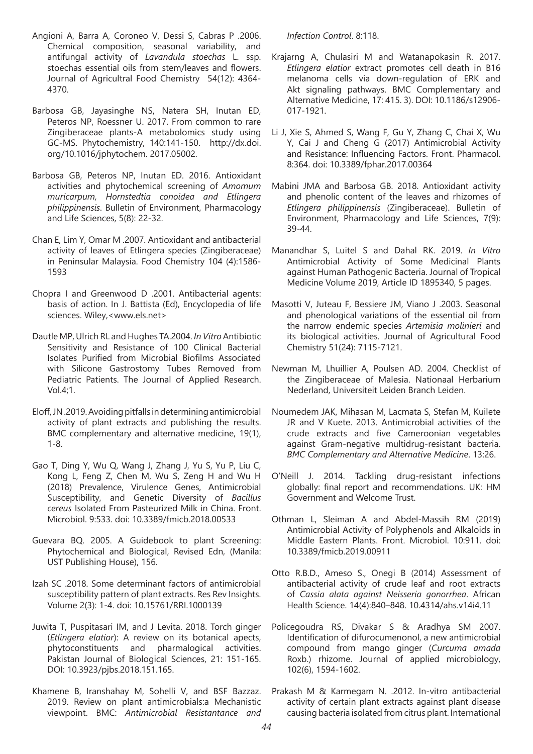Angioni A, Barra A, Coroneo V, Dessi S, Cabras P .2006. Chemical composition, seasonal variability, and antifungal activity of *Lavandula stoechas* L. ssp. stoechas essential oils from stem/leaves and flowers. Journal of Agricultral Food Chemistry 54(12): 4364-4370.

Barbosa GB, Jayasinghe NS, Natera SH, Inutan ED, Peteros NP, Roessner U. 2017. From common to rare Zingiberaceae plants-A metabolomics study using GC-MS. Phytochemistry, 140:141-150. http://dx.doi.org/10.1016/jphytochem. 2017.05002.

Barbosa GB, Peteros NP, Inutan ED. 2016. Antioxidant activities and phytochemical screening of *Amomum muricarpum, Hornstedtia conoidea and Etlingera philippinensis*. Bulletin of Environment, Pharmacology and Life Sciences, 5(8): 22-32.

Chan E, Lim Y, Omar M .2007. Antioxidant and antibacterial activity of leaves of Etlingera species (Zingiberaceae) in Peninsular Malaysia. Food Chemistry 104 (4):1586-1593

Chopra I and Greenwood D .2001. Antibacterial agents: basis of action. In J. Battista (Ed), Encyclopedia of life sciences. Wiley,<www.els.net>

Dautle MP, Ulrich RL and Hughes TA.2004. *In Vitro* Antibiotic Sensitivity and Resistance of 100 Clinical Bacterial Isolates Purified from Microbial Biofilms Associated with Silicone Gastrostomy Tubes Removed from Pediatric Patients. The Journal of Applied Research. Vol.4;1.

Eloff, JN .2019. Avoiding pitfalls in determining antimicrobial activity of plant extracts and publishing the results. BMC complementary and alternative medicine, 19(1), 1-8.

Gao T, Ding Y, Wu Q, Wang J, Zhang J, Yu S, Yu P, Liu C, Kong L, Feng Z, Chen M, Wu S, Zeng H and Wu H (2018) Prevalence, Virulence Genes, Antimicrobial Susceptibility, and Genetic Diversity of *Bacillus cereus* Isolated From Pasteurized Milk in China. Front. Microbiol. 9:533. doi: 10.3389/fmicb.2018.00533

Guevara BQ. 2005. A Guidebook to plant Screening: Phytochemical and Biological, Revised Edn, (Manila: UST Publishing House), 156.

Izah SC .2018. Some determinant factors of antimicrobial susceptibility pattern of plant extracts. Res Rev Insights. Volume 2(3): 1-4. doi: 10.15761/RRI.1000139

Juwita T, Puspitasari IM, and J Levita. 2018. Torch ginger (*Etlingera elatior*): A review on its botanical apects, phytoconstituents and pharmalogical activities. Pakistan Journal of Biological Sciences, 21: 151-165. DOI: 10.3923/pjbs.2018.151.165.

Khamene B, Iranshahay M, Sohelli V, and BSF Bazzaz. 2019. Review on plant antimicrobials:a Mechanistic viewpoint. BMC: *Antimicrobial Resistantance and Infection Control*. 8:118.

Krajarng A, Chulasiri M and Watanapokasin R. 2017. *Etlingera elatior* extract promotes cell death in B16 melanoma cells via down-regulation of ERK and Akt signaling pathways. BMC Complementary and Alternative Medicine, 17: 415. 3). DOI: 10.1186/s12906-017-1921.

Li J, Xie S, Ahmed S, Wang F, Gu Y, Zhang C, Chai X, Wu Y, Cai J and Cheng G (2017) Antimicrobial Activity and Resistance: Influencing Factors. Front. Pharmacol. 8:364. doi: 10.3389/fphar.2017.00364

Mabini JMA and Barbosa GB. 2018. Antioxidant activity and phenolic content of the leaves and rhizomes of *Etlingera philippinensis* (Zingiberaceae). Bulletin of Environment, Pharmacology and Life Sciences, 7(9): 39-44.

Manandhar S, Luitel S and Dahal RK. 2019. *In Vitro* Antimicrobial Activity of Some Medicinal Plants against Human Pathogenic Bacteria. Journal of Tropical Medicine Volume 2019, Article ID 1895340, 5 pages.

Masotti V, Juteau F, Bessiere JM, Viano J .2003. Seasonal and phenological variations of the essential oil from the narrow endemic species *Artemisia molinieri* and its biological activities. Journal of Agricultural Food Chemistry 51(24): 7115-7121.

Newman M, Lhuillier A, Poulsen AD. 2004. Checklist of the Zingiberaceae of Malesia. Nationaal Herbarium Nederland, Universiteit Leiden Branch Leiden.

Noumedem JAK, Mihasan M, Lacmata S, Stefan M, Kuilete JR and V Kuete. 2013. Antimicrobial activities of the crude extracts and five Cameroonian vegetables against Gram-negative multidrug-resistant bacteria. *BMC Complementary and Alternative Medicine*. 13:26.

O'Neill J. 2014. Tackling drug-resistant infections globally: final report and recommendations. UK: HM Government and Welcome Trust.

Othman L, Sleiman A and Abdel-Massih RM (2019) Antimicrobial Activity of Polyphenols and Alkaloids in Middle Eastern Plants. Front. Microbiol. 10:911. doi: 10.3389/fmicb.2019.00911

Otto R.B.D., Ameso S., Onegi B (2014) Assessment of antibacterial activity of crude leaf and root extracts of *Cassia alata against Neisseria gonorrhea*. African Health Science. 14(4):840–848. 10.4314/ahs.v14i4.11

Policegoudra RS, Divakar S & Aradhya SM 2007. Identification of difurocumenonol, a new antimicrobial compound from mango ginger (*Curcuma amada* Roxb.) rhizome. Journal of applied microbiology, 102(6), 1594-1602.

Prakash M & Karmegam N. .2012. In-vitro antibacterial activity of certain plant extracts against plant disease causing bacteria isolated from citrus plant. International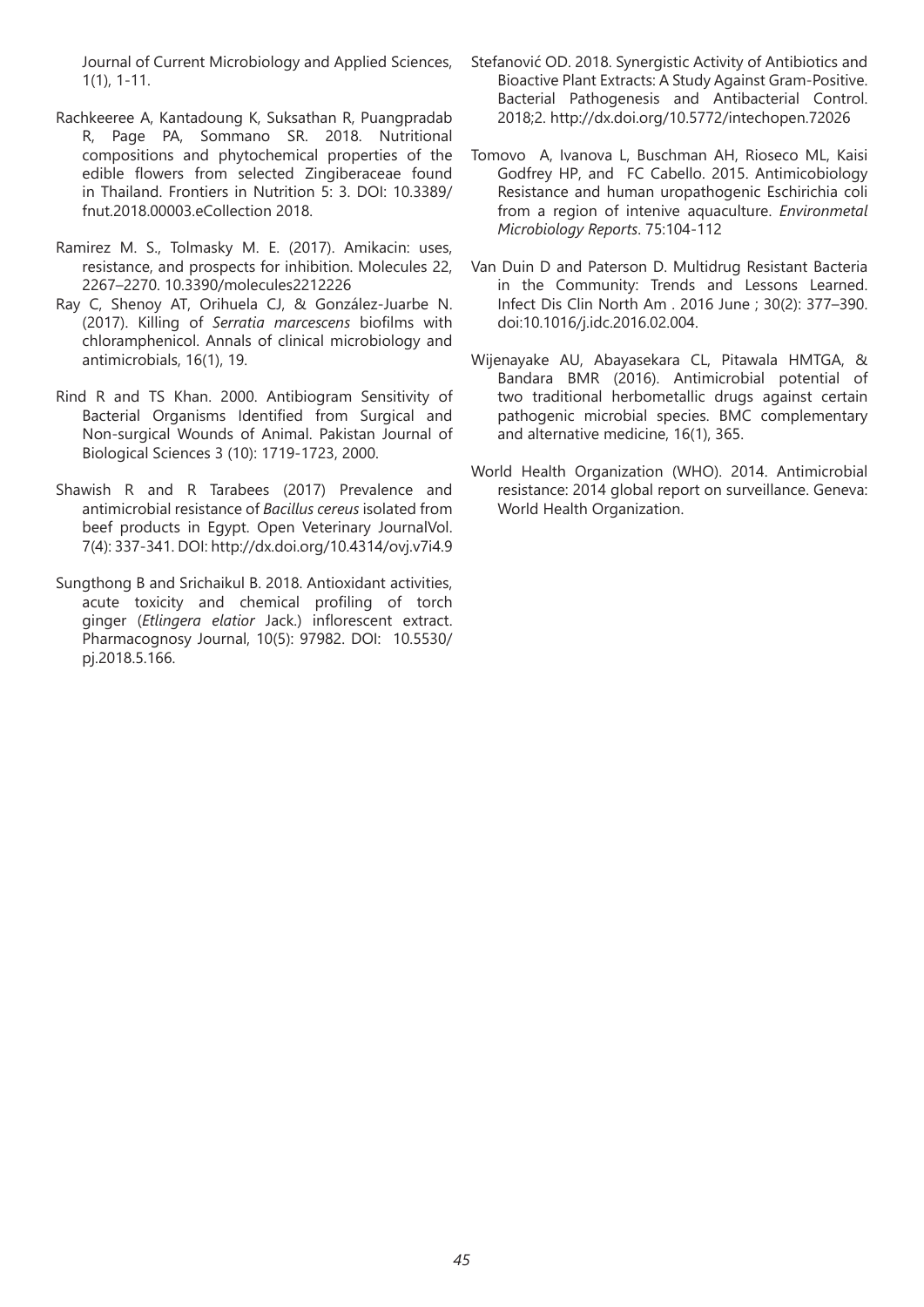Journal of Current Microbiology and Applied Sciences, 1(1), 1-11.

Rachkeeree A, Kantadoung K, Suksathan R, Puangpradab R, Page PA, Sommano SR. 2018. Nutritional compositions and phytochemical properties of the edible flowers from selected Zingiberaceae found in Thailand. Frontiers in Nutrition 5: 3. DOI: 10.3389/ fnut.2018.00003.eCollection 2018.

Ramirez M. S., Tolmasky M. E. (2017). Amikacin: uses, resistance, and prospects for inhibition. Molecules 22, 2267–2270. 10.3390/molecules2212226

Ray C, Shenoy AT, Orihuela CJ, & González-Juarbe N. (2017). Killing of *Serratia marcescens* biofilms with chloramphenicol. Annals of clinical microbiology and antimicrobials, 16(1), 19.

Rind R and TS Khan. 2000. Antibiogram Sensitivity of Bacterial Organisms Identified from Surgical and Non-surgical Wounds of Animal. Pakistan Journal of Biological Sciences 3 (10): 1719-1723, 2000.

Shawish R and R Tarabees (2017) Prevalence and antimicrobial resistance of *Bacillus cereus* isolated from beef products in Egypt. Open Veterinary JournalVol. 7(4): 337-341. DOI: http://dx.doi.org/10.4314/ovj.v7i4.9

Sungthong B and Srichaikul B. 2018. Antioxidant activities, acute toxicity and chemical profiling of torch ginger (*Etlingera elatior* Jack.) inflorescent extract. Pharmacognosy Journal, 10(5): 97982. DOI: 10.5530/ pj.2018.5.166.

Stefanović OD. 2018. Synergistic Activity of Antibiotics and Bioactive Plant Extracts: A Study Against Gram-Positive. Bacterial Pathogenesis and Antibacterial Control. 2018;2. http://dx.doi.org/10.5772/intechopen.72026

Tomovo A, Ivanova L, Buschman AH, Rioseco ML, Kaisi Godfrey HP, and FC Cabello. 2015. Antimicobiology Resistance and human uropathogenic Eschirichia coli from a region of intenive aquaculture. *Environmetal Microbiology Reports*. 75:104-112

Van Duin D and Paterson D. Multidrug Resistant Bacteria in the Community: Trends and Lessons Learned. Infect Dis Clin North Am . 2016 June ; 30(2): 377–390. doi:10.1016/j.idc.2016.02.004.

Wijenayake AU, Abayasekara CL, Pitawala HMTGA, & Bandara BMR (2016). Antimicrobial potential of two traditional herbometallic drugs against certain pathogenic microbial species. BMC complementary and alternative medicine, 16(1), 365.

World Health Organization (WHO). 2014. Antimicrobial resistance: 2014 global report on surveillance. Geneva: World Health Organization.